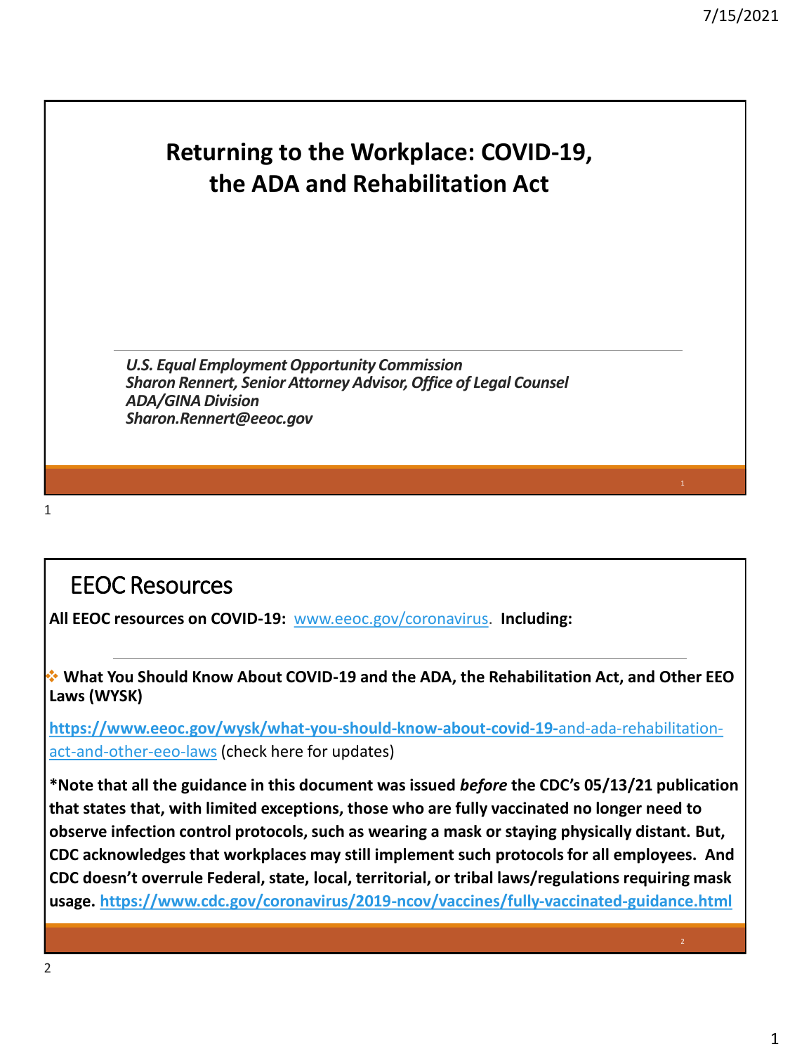# Returning to the Workplace: COVID-19, the ADA and Rehabilitation Act

*U.S. Equal Employment Opportunity Commission*
*Sharon Rennert, Senior Attorney Advisor, Office of Legal Counsel*
*ADA/GINA Division*
*Sharon.Rennert@eeoc.gov*

## EEOC Resources

**All EEOC resources on COVID-19:** [www.eeoc.gov/coronavirus](www.eeoc.gov/coronavirus). **Including:**

- **What You Should Know About COVID-19 and the ADA, the Rehabilitation Act, and Other EEO Laws (WYSK)**

[https://www.eeoc.gov/wysk/what-you-should-know-about-covid-19-and-ada-rehabilitation-act-and-other-eeo-laws](https://www.eeoc.gov/wysk/what-you-should-know-about-covid-19-and-ada-rehabilitation-act-and-other-eeo-laws) (check here for updates)

**\*Note that all the guidance in this document was issued *before* the CDC's 05/13/21 publication that states that, with limited exceptions, those who are fully vaccinated no longer need to observe infection control protocols, such as wearing a mask or staying physically distant. But, CDC acknowledges that workplaces may still implement such protocols for all employees. And CDC doesn't overrule Federal, state, local, territorial, or tribal laws/regulations requiring mask usage. [https://www.cdc.gov/coronavirus/2019-ncov/vaccines/fully-vaccinated-guidance.html](https://www.cdc.gov/coronavirus/2019-ncov/vaccines/fully-vaccinated-guidance.html)**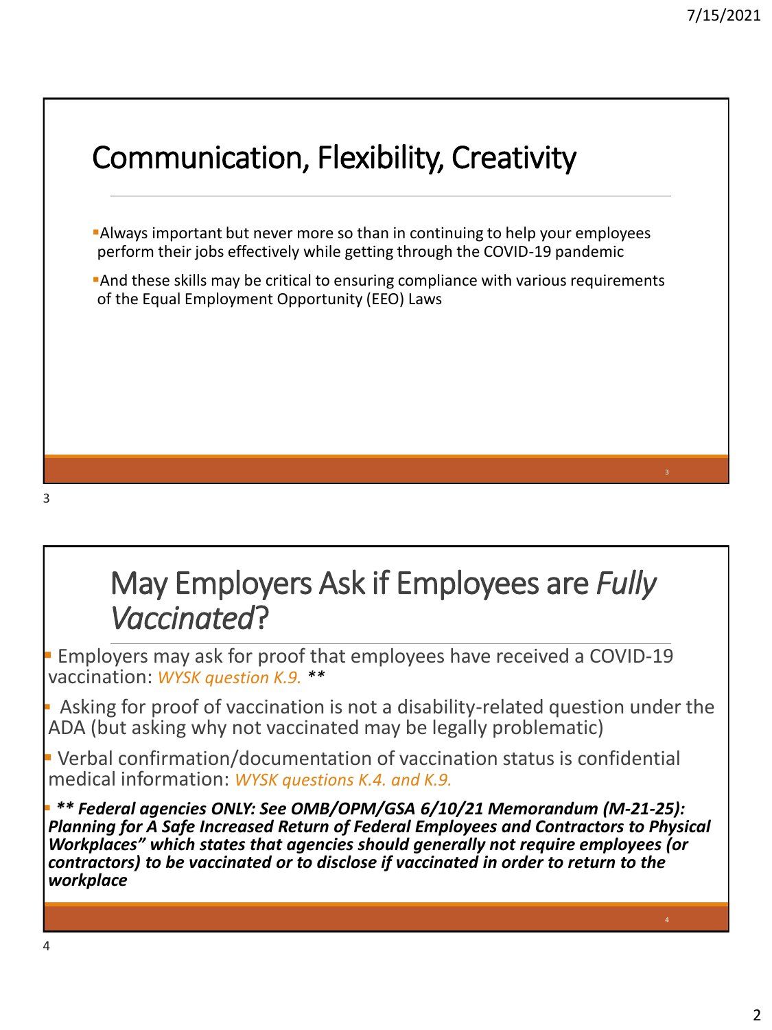## Communication, Flexibility, Creativity

- Always important but never more so than in continuing to help your employees perform their jobs effectively while getting through the COVID-19 pandemic
- And these skills may be critical to ensuring compliance with various requirements of the Equal Employment Opportunity (EEO) Laws

## May Employers Ask if Employees are *Fully Vaccinated*?

- Employers may ask for proof that employees have received a COVID-19 vaccination: *WYSK question K.9.* **
- Asking for proof of vaccination is not a disability-related question under the ADA (but asking why not vaccinated may be legally problematic)
- Verbal confirmation/documentation of vaccination status is confidential medical information: *WYSK questions K.4. and K.9.*
- ***** Federal agencies ONLY: See OMB/OPM/GSA 6/10/21 Memorandum (M-21-25): Planning for A Safe Increased Return of Federal Employees and Contractors to Physical Workplaces" which states that agencies should generally not require employees (or contractors) to be vaccinated or to disclose if vaccinated in order to return to the workplace***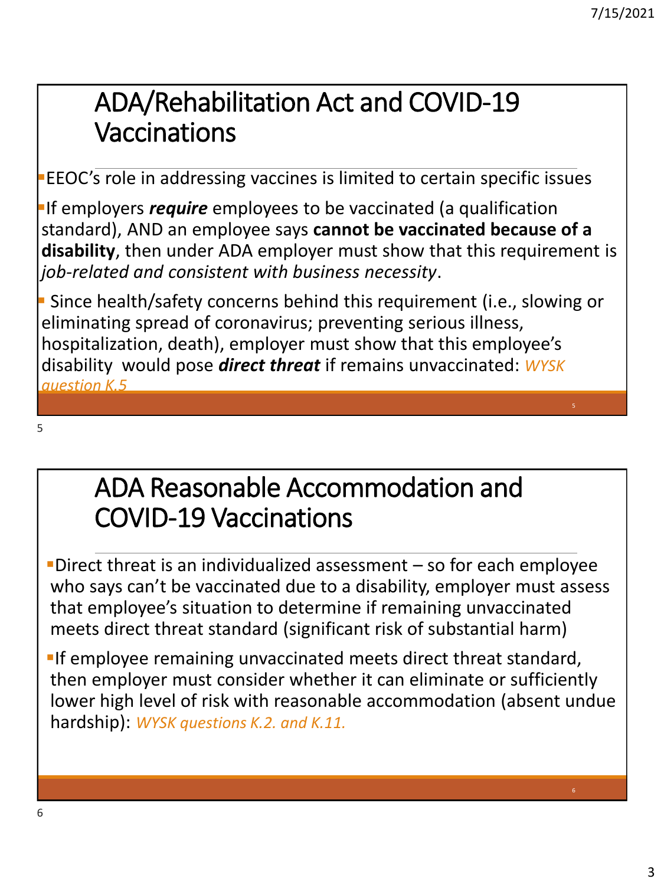## ADA/Rehabilitation Act and COVID-19 Vaccinations

- EEOC's role in addressing vaccines is limited to certain specific issues
- If employers ***require*** employees to be vaccinated (a qualification standard), AND an employee says **cannot be vaccinated because of a disability**, then under ADA employer must show that this requirement is *job-related and consistent with business necessity*.
- Since health/safety concerns behind this requirement (i.e., slowing or eliminating spread of coronavirus; preventing serious illness, hospitalization, death), employer must show that this employee's disability would pose ***direct threat*** if remains unvaccinated: *WYSK question K.5*

## ADA Reasonable Accommodation and COVID-19 Vaccinations

- Direct threat is an individualized assessment – so for each employee who says can't be vaccinated due to a disability, employer must assess that employee's situation to determine if remaining unvaccinated meets direct threat standard (significant risk of substantial harm)
- If employee remaining unvaccinated meets direct threat standard, then employer must consider whether it can eliminate or sufficiently lower high level of risk with reasonable accommodation (absent undue hardship): *WYSK questions K.2. and K.11.*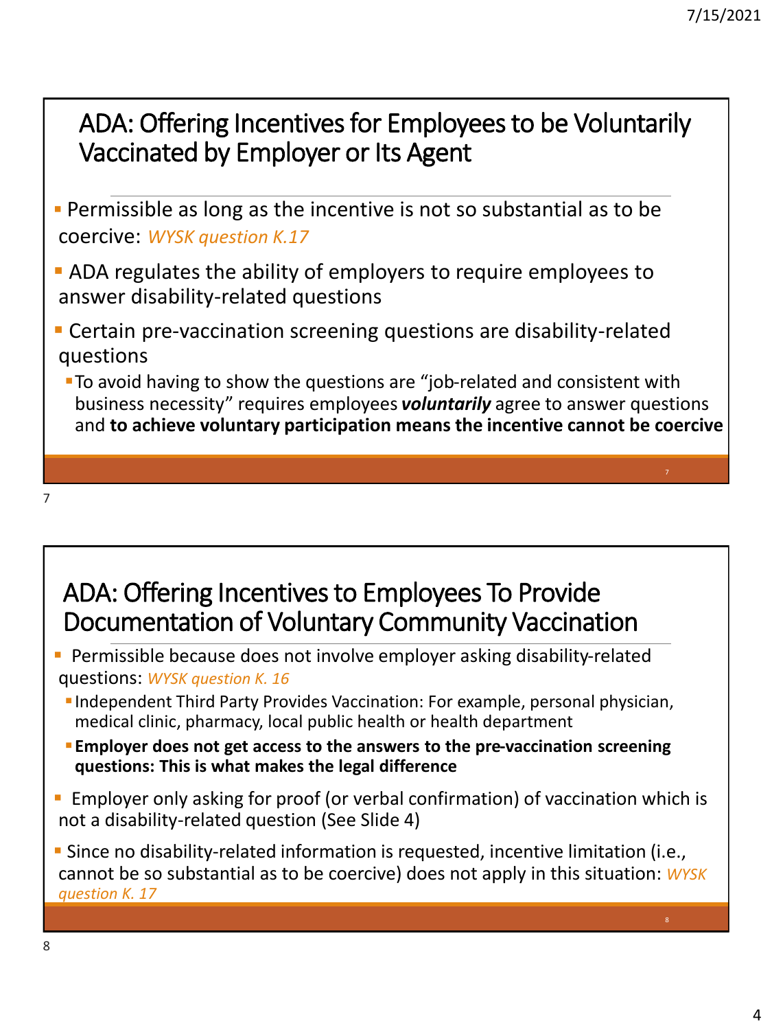## ADA: Offering Incentives for Employees to be Voluntarily Vaccinated by Employer or Its Agent

- Permissible as long as the incentive is not so substantial as to be coercive: *WYSK question K.17*
- ADA regulates the ability of employers to require employees to answer disability-related questions
- Certain pre-vaccination screening questions are disability-related questions
  - To avoid having to show the questions are "job-related and consistent with business necessity" requires employees ***voluntarily*** agree to answer questions and **to achieve voluntary participation means the incentive cannot be coercive**

## ADA: Offering Incentives to Employees To Provide Documentation of Voluntary Community Vaccination

- Permissible because does not involve employer asking disability-related questions: *WYSK question K. 16*
  - Independent Third Party Provides Vaccination: For example, personal physician, medical clinic, pharmacy, local public health or health department
  - **Employer does not get access to the answers to the pre-vaccination screening questions: This is what makes the legal difference**
- Employer only asking for proof (or verbal confirmation) of vaccination which is not a disability-related question (See Slide 4)
- Since no disability-related information is requested, incentive limitation (i.e., cannot be so substantial as to be coercive) does not apply in this situation: *WYSK question K. 17*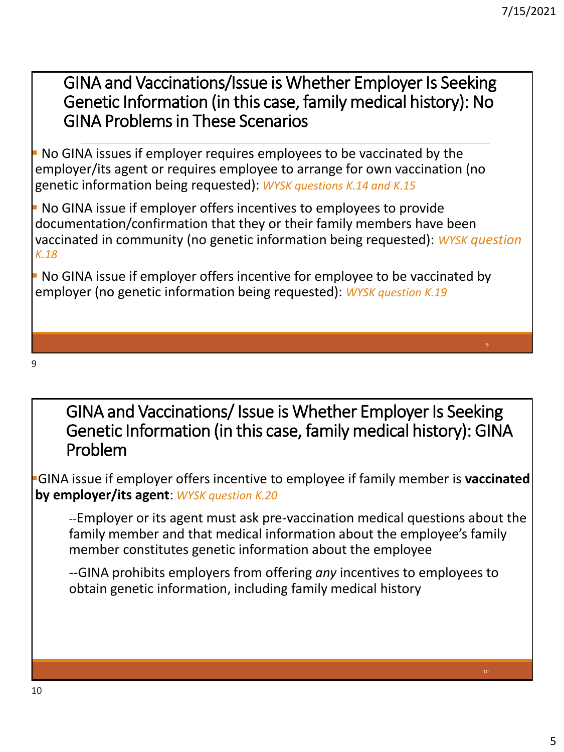## GINA and Vaccinations/Issue is Whether Employer Is Seeking Genetic Information (in this case, family medical history): No GINA Problems in These Scenarios

- No GINA issues if employer requires employees to be vaccinated by the employer/its agent or requires employee to arrange for own vaccination (no genetic information being requested): *WYSK questions K.14 and K.15*
- No GINA issue if employer offers incentives to employees to provide documentation/confirmation that they or their family members have been vaccinated in community (no genetic information being requested): *WYSK question K.18*
- No GINA issue if employer offers incentive for employee to be vaccinated by employer (no genetic information being requested): *WYSK question K.19*

## GINA and Vaccinations/ Issue is Whether Employer Is Seeking Genetic Information (in this case, family medical history): GINA Problem

- GINA issue if employer offers incentive to employee if family member is **vaccinated by employer/its agent**: *WYSK question K.20*

  --Employer or its agent must ask pre-vaccination medical questions about the family member and that medical information about the employee's family member constitutes genetic information about the employee

  --GINA prohibits employers from offering *any* incentives to employees to obtain genetic information, including family medical history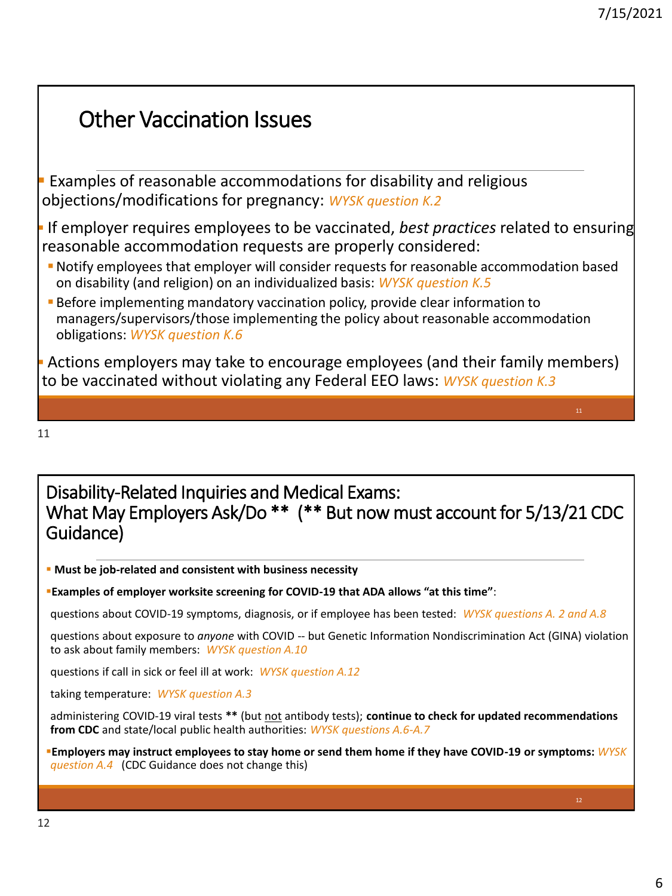## Other Vaccination Issues

- Examples of reasonable accommodations for disability and religious objections/modifications for pregnancy: *WYSK question K.2*
- If employer requires employees to be vaccinated, *best practices* related to ensuring reasonable accommodation requests are properly considered:
  - Notify employees that employer will consider requests for reasonable accommodation based on disability (and religion) on an individualized basis: *WYSK question K.5*
  - Before implementing mandatory vaccination policy, provide clear information to managers/supervisors/those implementing the policy about reasonable accommodation obligations: *WYSK question K.6*
- Actions employers may take to encourage employees (and their family members) to be vaccinated without violating any Federal EEO laws: *WYSK question K.3*

## Disability-Related Inquiries and Medical Exams: What May Employers Ask/Do ** (** But now must account for 5/13/21 CDC Guidance)

- **Must be job-related and consistent with business necessity**
- **Examples of employer worksite screening for COVID-19 that ADA allows "at this time"**:

  questions about COVID-19 symptoms, diagnosis, or if employee has been tested: *WYSK questions A. 2 and A.8*

  questions about exposure to *anyone* with COVID -- but Genetic Information Nondiscrimination Act (GINA) violation to ask about family members: *WYSK question A.10*

  questions if call in sick or feel ill at work: *WYSK question A.12*

  taking temperature: *WYSK question A.3*

  administering COVID-19 viral tests ** (but not antibody tests); **continue to check for updated recommendations from CDC** and state/local public health authorities: *WYSK questions A.6-A.7*

- **Employers may instruct employees to stay home or send them home if they have COVID-19 or symptoms:** *WYSK question A.4* (CDC Guidance does not change this)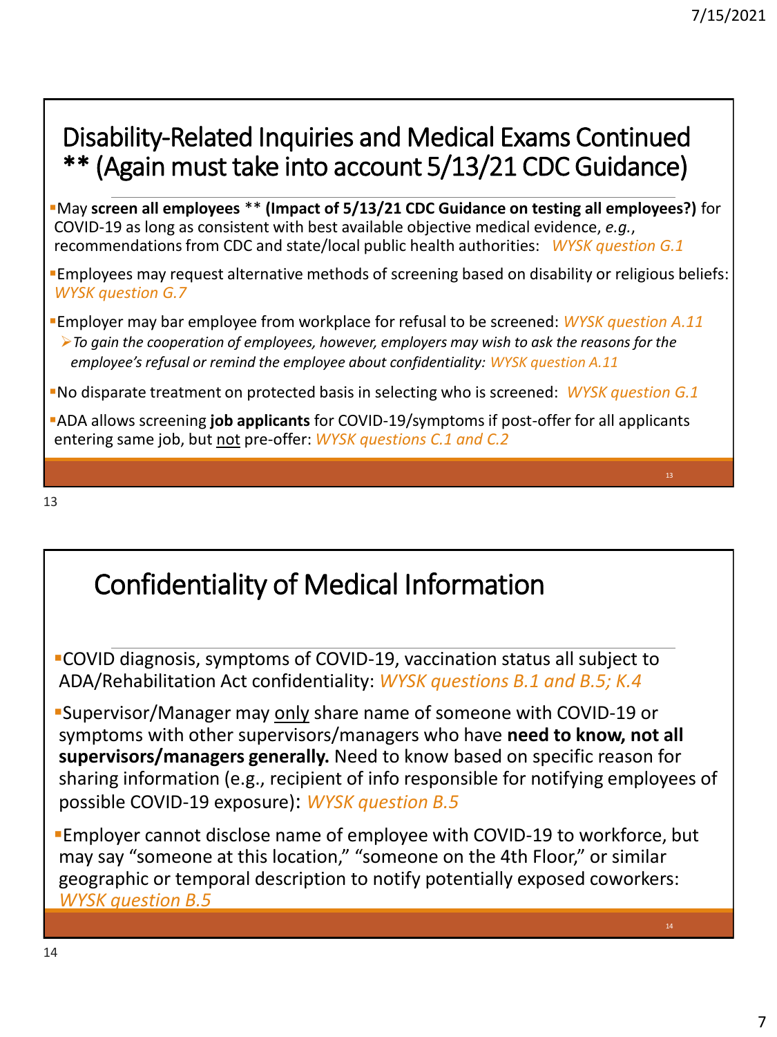## Disability-Related Inquiries and Medical Exams Continued ** (Again must take into account 5/13/21 CDC Guidance)

- May **screen all employees** ** **(Impact of 5/13/21 CDC Guidance on testing all employees?)** for COVID-19 as long as consistent with best available objective medical evidence, *e.g.*, recommendations from CDC and state/local public health authorities: *WYSK question G.1*
- Employees may request alternative methods of screening based on disability or religious beliefs: *WYSK question G.7*
- Employer may bar employee from workplace for refusal to be screened: *WYSK question A.11*
  - *To gain the cooperation of employees, however, employers may wish to ask the reasons for the employee's refusal or remind the employee about confidentiality: WYSK question A.11*
- No disparate treatment on protected basis in selecting who is screened: *WYSK question G.1*
- ADA allows screening **job applicants** for COVID-19/symptoms if post-offer for all applicants entering same job, but not pre-offer: *WYSK questions C.1 and C.2*

## Confidentiality of Medical Information

- COVID diagnosis, symptoms of COVID-19, vaccination status all subject to ADA/Rehabilitation Act confidentiality: *WYSK questions B.1 and B.5; K.4*
- Supervisor/Manager may only share name of someone with COVID-19 or symptoms with other supervisors/managers who have **need to know, not all supervisors/managers generally.** Need to know based on specific reason for sharing information (e.g., recipient of info responsible for notifying employees of possible COVID-19 exposure): *WYSK question B.5*
- Employer cannot disclose name of employee with COVID-19 to workforce, but may say "someone at this location," "someone on the 4th Floor," or similar geographic or temporal description to notify potentially exposed coworkers: *WYSK question B.5*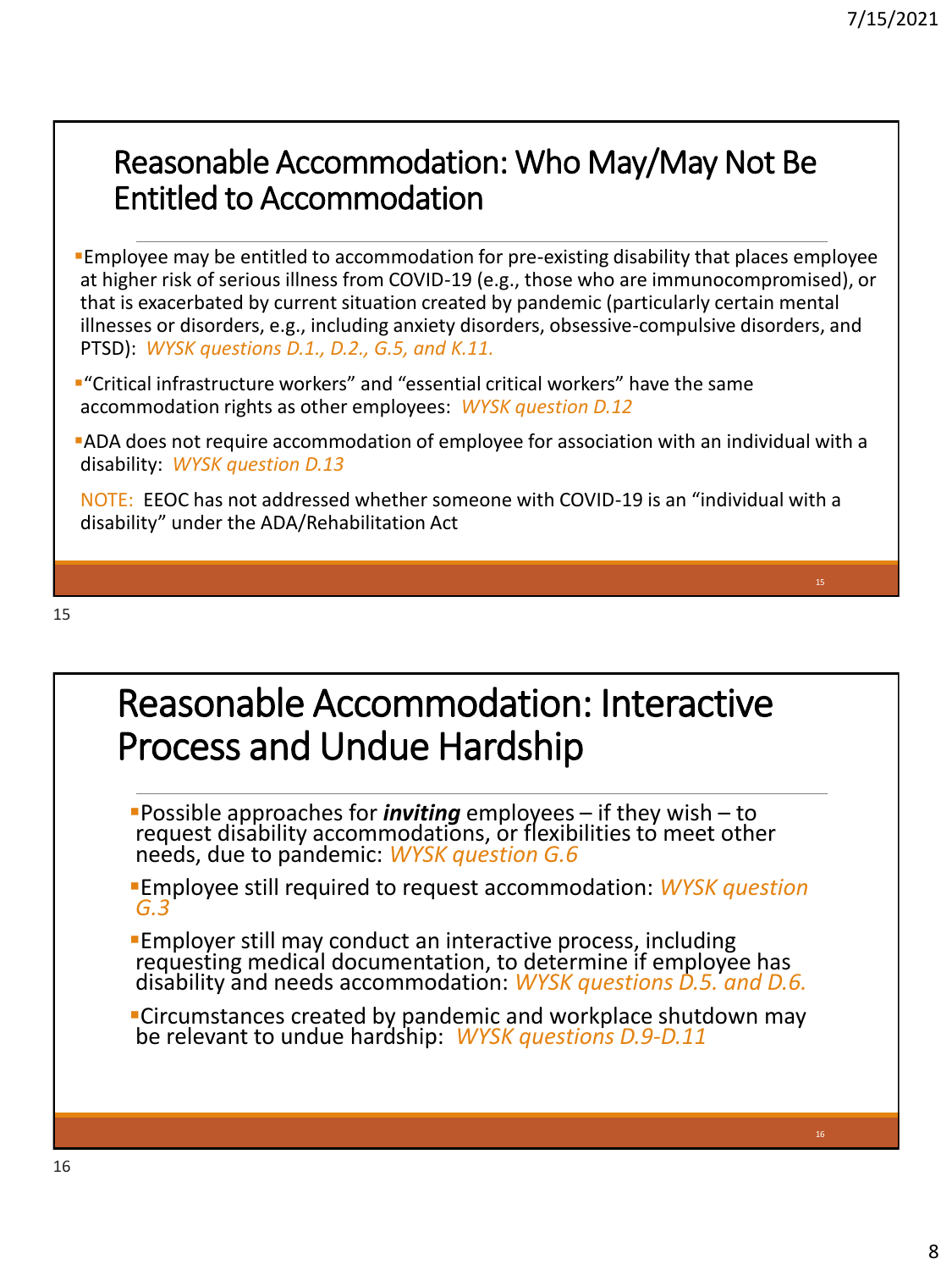## Reasonable Accommodation: Who May/May Not Be Entitled to Accommodation

- Employee may be entitled to accommodation for pre-existing disability that places employee at higher risk of serious illness from COVID-19 (e.g., those who are immunocompromised), or that is exacerbated by current situation created by pandemic (particularly certain mental illnesses or disorders, e.g., including anxiety disorders, obsessive-compulsive disorders, and PTSD): *WYSK questions D.1., D.2., G.5, and K.11.*
- "Critical infrastructure workers" and "essential critical workers" have the same accommodation rights as other employees: *WYSK question D.12*
- ADA does not require accommodation of employee for association with an individual with a disability: *WYSK question D.13*

NOTE: EEOC has not addressed whether someone with COVID-19 is an "individual with a disability" under the ADA/Rehabilitation Act

## Reasonable Accommodation: Interactive Process and Undue Hardship

- Possible approaches for ***inviting*** employees – if they wish – to request disability accommodations, or flexibilities to meet other needs, due to pandemic: *WYSK question G.6*
- Employee still required to request accommodation: *WYSK question G.3*
- Employer still may conduct an interactive process, including requesting medical documentation, to determine if employee has disability and needs accommodation: *WYSK questions D.5. and D.6.*
- Circumstances created by pandemic and workplace shutdown may be relevant to undue hardship: *WYSK questions D.9-D.11*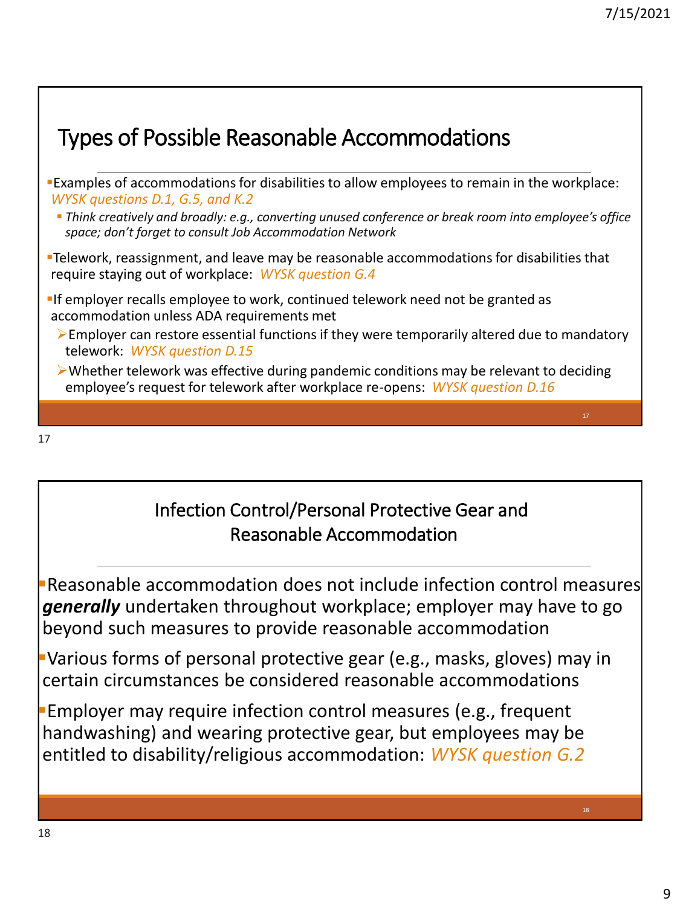## Types of Possible Reasonable Accommodations

- Examples of accommodations for disabilities to allow employees to remain in the workplace: *WYSK questions D.1, G.5, and K.2*
  - *Think creatively and broadly: e.g., converting unused conference or break room into employee's office space; don't forget to consult Job Accommodation Network*
- Telework, reassignment, and leave may be reasonable accommodations for disabilities that require staying out of workplace: *WYSK question G.4*
- If employer recalls employee to work, continued telework need not be granted as accommodation unless ADA requirements met
  - Employer can restore essential functions if they were temporarily altered due to mandatory telework: *WYSK question D.15*
  - Whether telework was effective during pandemic conditions may be relevant to deciding employee's request for telework after workplace re-opens: *WYSK question D.16*

## Infection Control/Personal Protective Gear and Reasonable Accommodation

- Reasonable accommodation does not include infection control measures ***generally*** undertaken throughout workplace; employer may have to go beyond such measures to provide reasonable accommodation
- Various forms of personal protective gear (e.g., masks, gloves) may in certain circumstances be considered reasonable accommodations
- Employer may require infection control measures (e.g., frequent handwashing) and wearing protective gear, but employees may be entitled to disability/religious accommodation: *WYSK question G.2*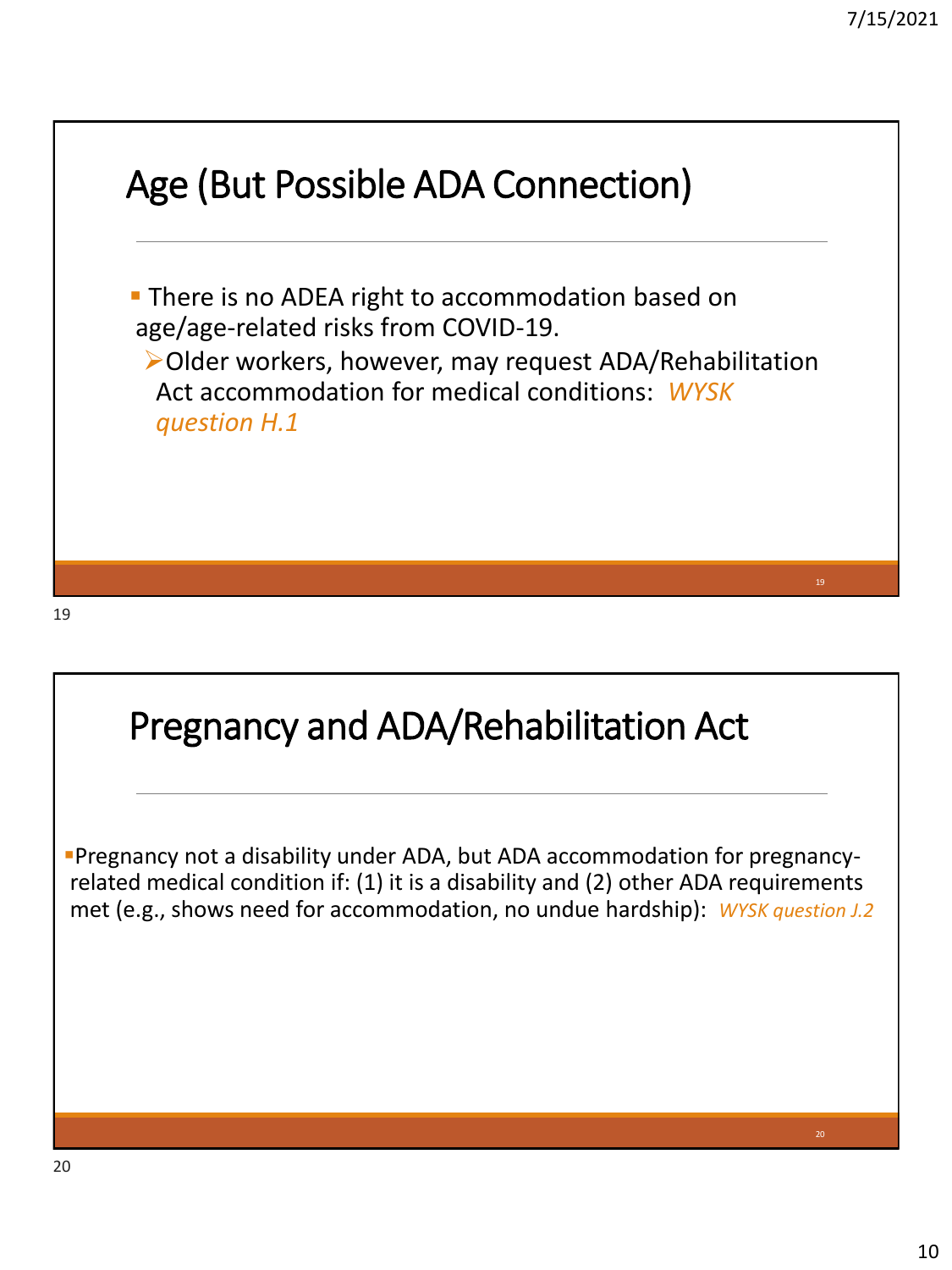## Age (But Possible ADA Connection)

- There is no ADEA right to accommodation based on age/age-related risks from COVID-19.
  - Older workers, however, may request ADA/Rehabilitation Act accommodation for medical conditions: *WYSK question H.1*

## Pregnancy and ADA/Rehabilitation Act

- Pregnancy not a disability under ADA, but ADA accommodation for pregnancy-related medical condition if: (1) it is a disability and (2) other ADA requirements met (e.g., shows need for accommodation, no undue hardship): *WYSK question J.2*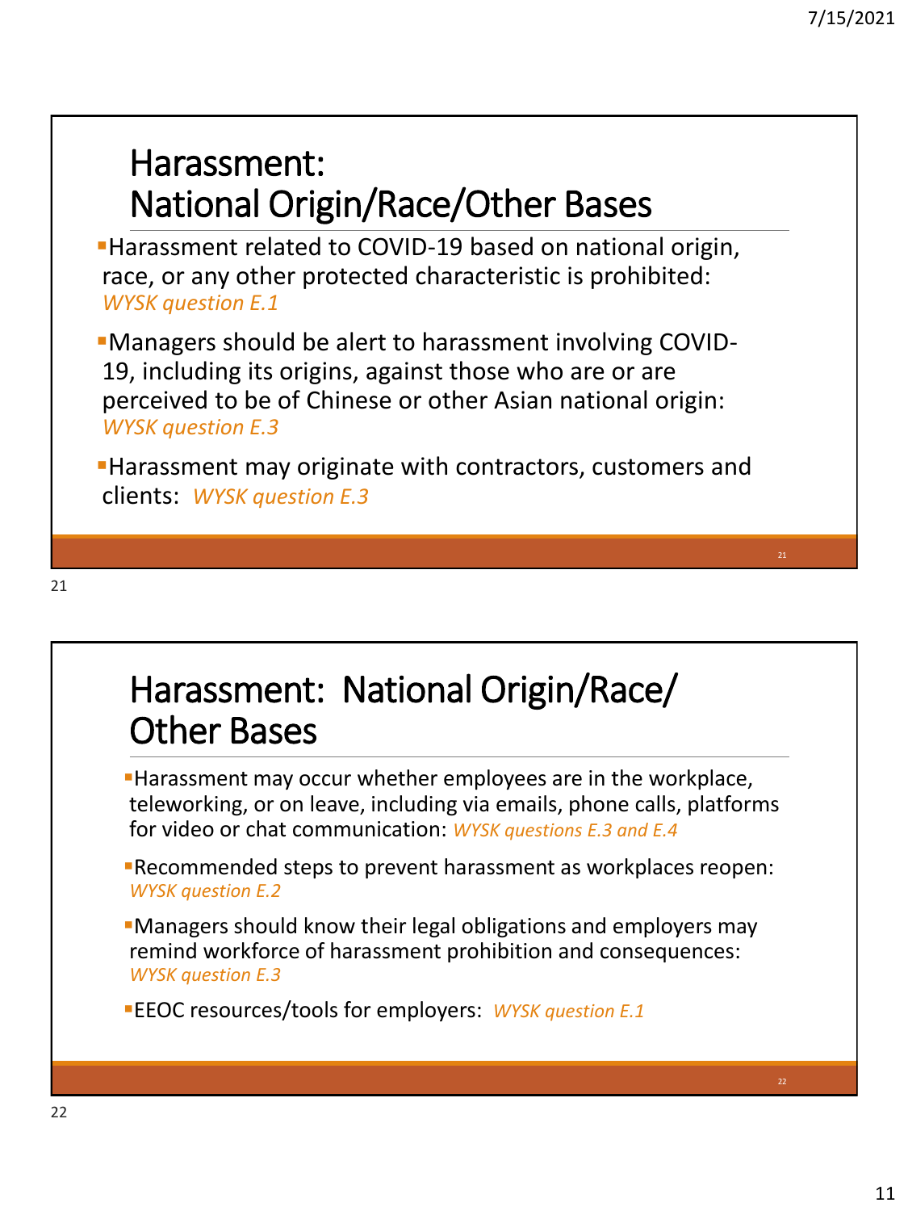## Harassment: National Origin/Race/Other Bases

- Harassment related to COVID-19 based on national origin, race, or any other protected characteristic is prohibited: *WYSK question E.1*
- Managers should be alert to harassment involving COVID-19, including its origins, against those who are or are perceived to be of Chinese or other Asian national origin: *WYSK question E.3*
- Harassment may originate with contractors, customers and clients: *WYSK question E.3*

## Harassment: National Origin/Race/ Other Bases

- Harassment may occur whether employees are in the workplace, teleworking, or on leave, including via emails, phone calls, platforms for video or chat communication: *WYSK questions E.3 and E.4*
- Recommended steps to prevent harassment as workplaces reopen: *WYSK question E.2*
- Managers should know their legal obligations and employers may remind workforce of harassment prohibition and consequences: *WYSK question E.3*
- EEOC resources/tools for employers: *WYSK question E.1*